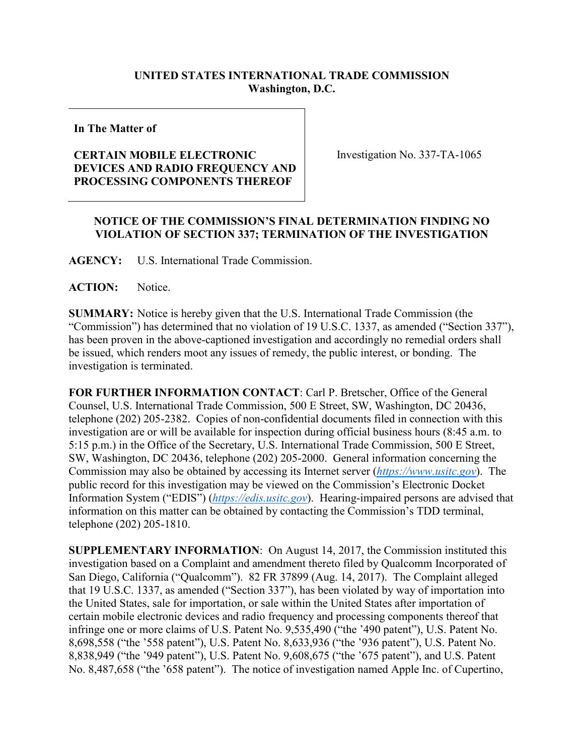**UNITED STATES INTERNATIONAL TRADE COMMISSION**
**Washington, D.C.**

| In The Matter of<br><br>**CERTAIN MOBILE ELECTRONIC DEVICES AND RADIO FREQUENCY AND PROCESSING COMPONENTS THEREOF** | Investigation No. 337-TA-1065 |
|---|---|

**NOTICE OF THE COMMISSION'S FINAL DETERMINATION FINDING NO VIOLATION OF SECTION 337; TERMINATION OF THE INVESTIGATION**

**AGENCY:** U.S. International Trade Commission.

**ACTION:** Notice.

**SUMMARY:** Notice is hereby given that the U.S. International Trade Commission (the "Commission") has determined that no violation of 19 U.S.C. 1337, as amended ("Section 337"), has been proven in the above-captioned investigation and accordingly no remedial orders shall be issued, which renders moot any issues of remedy, the public interest, or bonding. The investigation is terminated.

**FOR FURTHER INFORMATION CONTACT**: Carl P. Bretscher, Office of the General Counsel, U.S. International Trade Commission, 500 E Street, SW, Washington, DC 20436, telephone (202) 205-2382. Copies of non-confidential documents filed in connection with this investigation are or will be available for inspection during official business hours (8:45 a.m. to 5:15 p.m.) in the Office of the Secretary, U.S. International Trade Commission, 500 E Street, SW, Washington, DC 20436, telephone (202) 205-2000. General information concerning the Commission may also be obtained by accessing its Internet server (*https://www.usitc.gov*). The public record for this investigation may be viewed on the Commission's Electronic Docket Information System ("EDIS") (*https://edis.usitc.gov*). Hearing-impaired persons are advised that information on this matter can be obtained by contacting the Commission's TDD terminal, telephone (202) 205-1810.

**SUPPLEMENTARY INFORMATION**: On August 14, 2017, the Commission instituted this investigation based on a Complaint and amendment thereto filed by Qualcomm Incorporated of San Diego, California ("Qualcomm"). 82 FR 37899 (Aug. 14, 2017). The Complaint alleged that 19 U.S.C. 1337, as amended ("Section 337"), has been violated by way of importation into the United States, sale for importation, or sale within the United States after importation of certain mobile electronic devices and radio frequency and processing components thereof that infringe one or more claims of U.S. Patent No. 9,535,490 ("the '490 patent"), U.S. Patent No. 8,698,558 ("the '558 patent"), U.S. Patent No. 8,633,936 ("the '936 patent"), U.S. Patent No. 8,838,949 ("the '949 patent"), U.S. Patent No. 9,608,675 ("the '675 patent"), and U.S. Patent No. 8,487,658 ("the '658 patent"). The notice of investigation named Apple Inc. of Cupertino,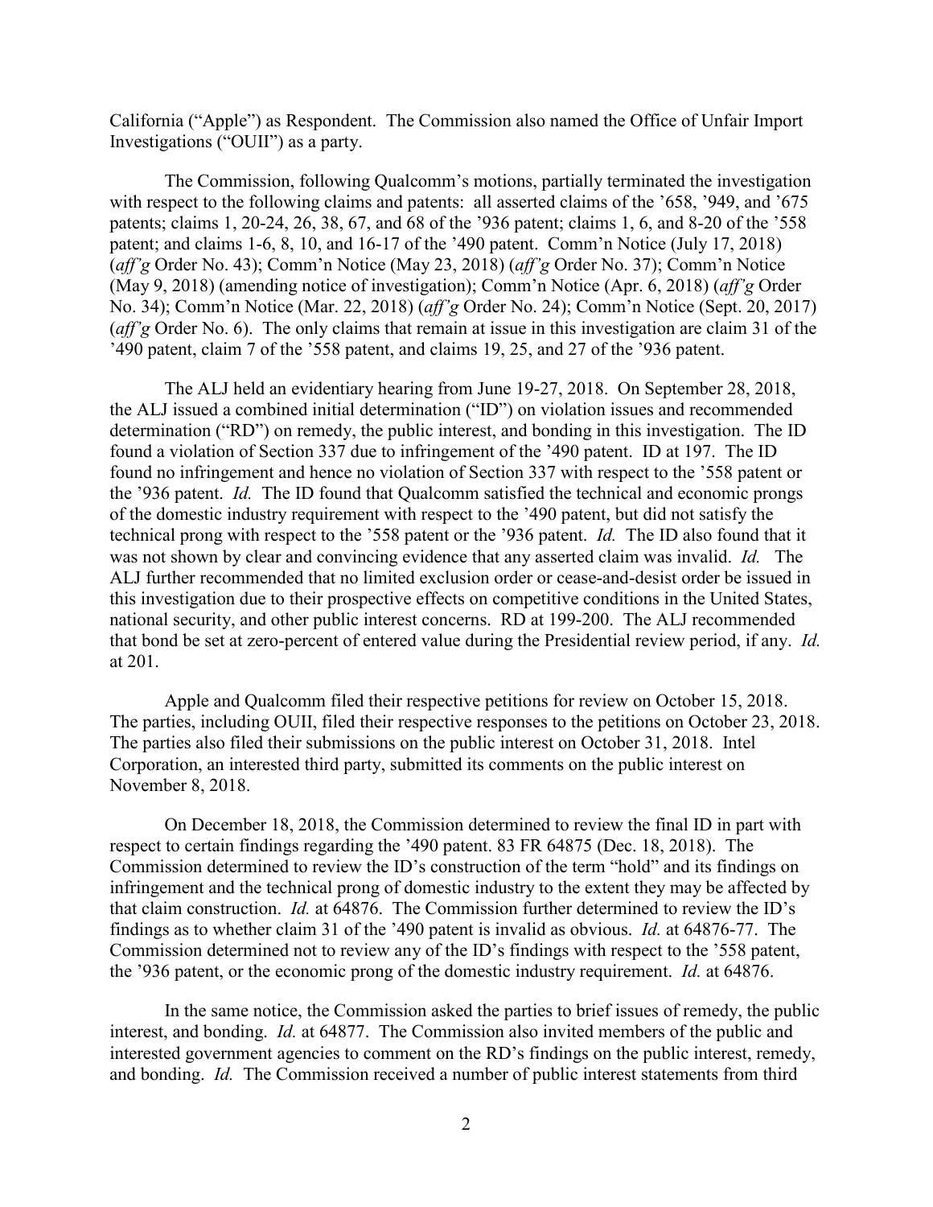California ("Apple") as Respondent. The Commission also named the Office of Unfair Import Investigations ("OUII") as a party.

The Commission, following Qualcomm's motions, partially terminated the investigation with respect to the following claims and patents: all asserted claims of the '658, '949, and '675 patents; claims 1, 20-24, 26, 38, 67, and 68 of the '936 patent; claims 1, 6, and 8-20 of the '558 patent; and claims 1-6, 8, 10, and 16-17 of the '490 patent. Comm'n Notice (July 17, 2018) (*aff'g* Order No. 43); Comm'n Notice (May 23, 2018) (*aff'g* Order No. 37); Comm'n Notice (May 9, 2018) (amending notice of investigation); Comm'n Notice (Apr. 6, 2018) (*aff'g* Order No. 34); Comm'n Notice (Mar. 22, 2018) (*aff'g* Order No. 24); Comm'n Notice (Sept. 20, 2017) (*aff'g* Order No. 6). The only claims that remain at issue in this investigation are claim 31 of the '490 patent, claim 7 of the '558 patent, and claims 19, 25, and 27 of the '936 patent.

The ALJ held an evidentiary hearing from June 19-27, 2018. On September 28, 2018, the ALJ issued a combined initial determination ("ID") on violation issues and recommended determination ("RD") on remedy, the public interest, and bonding in this investigation. The ID found a violation of Section 337 due to infringement of the '490 patent. ID at 197. The ID found no infringement and hence no violation of Section 337 with respect to the '558 patent or the '936 patent. *Id.* The ID found that Qualcomm satisfied the technical and economic prongs of the domestic industry requirement with respect to the '490 patent, but did not satisfy the technical prong with respect to the '558 patent or the '936 patent. *Id.* The ID also found that it was not shown by clear and convincing evidence that any asserted claim was invalid. *Id.* The ALJ further recommended that no limited exclusion order or cease-and-desist order be issued in this investigation due to their prospective effects on competitive conditions in the United States, national security, and other public interest concerns. RD at 199-200. The ALJ recommended that bond be set at zero-percent of entered value during the Presidential review period, if any. *Id.* at 201.

Apple and Qualcomm filed their respective petitions for review on October 15, 2018. The parties, including OUII, filed their respective responses to the petitions on October 23, 2018. The parties also filed their submissions on the public interest on October 31, 2018. Intel Corporation, an interested third party, submitted its comments on the public interest on November 8, 2018.

On December 18, 2018, the Commission determined to review the final ID in part with respect to certain findings regarding the '490 patent. 83 FR 64875 (Dec. 18, 2018). The Commission determined to review the ID's construction of the term "hold" and its findings on infringement and the technical prong of domestic industry to the extent they may be affected by that claim construction. *Id.* at 64876. The Commission further determined to review the ID's findings as to whether claim 31 of the '490 patent is invalid as obvious. *Id.* at 64876-77. The Commission determined not to review any of the ID's findings with respect to the '558 patent, the '936 patent, or the economic prong of the domestic industry requirement. *Id.* at 64876.

In the same notice, the Commission asked the parties to brief issues of remedy, the public interest, and bonding. *Id.* at 64877. The Commission also invited members of the public and interested government agencies to comment on the RD's findings on the public interest, remedy, and bonding. *Id.* The Commission received a number of public interest statements from third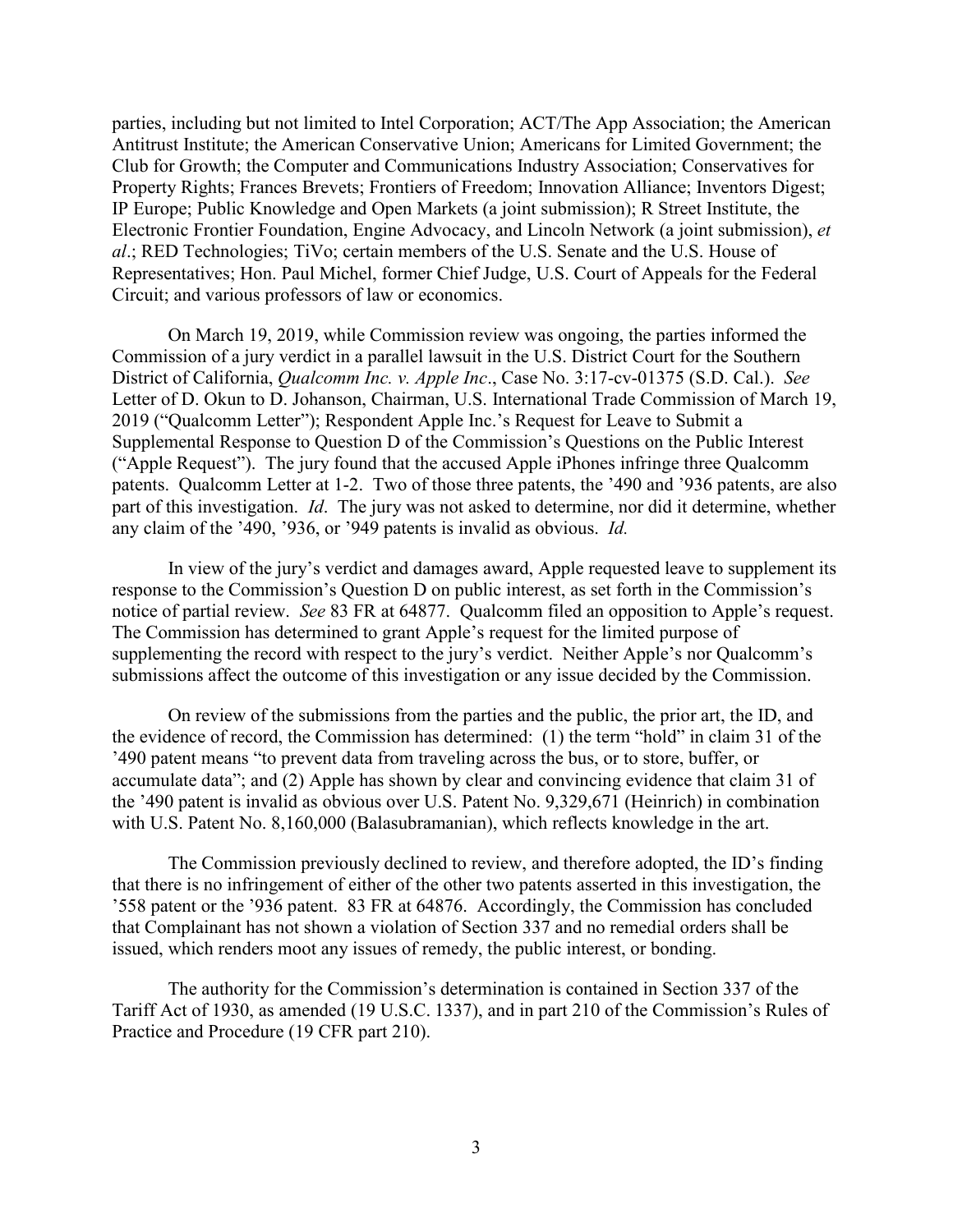parties, including but not limited to Intel Corporation; ACT/The App Association; the American Antitrust Institute; the American Conservative Union; Americans for Limited Government; the Club for Growth; the Computer and Communications Industry Association; Conservatives for Property Rights; Frances Brevets; Frontiers of Freedom; Innovation Alliance; Inventors Digest; IP Europe; Public Knowledge and Open Markets (a joint submission); R Street Institute, the Electronic Frontier Foundation, Engine Advocacy, and Lincoln Network (a joint submission), *et al*.; RED Technologies; TiVo; certain members of the U.S. Senate and the U.S. House of Representatives; Hon. Paul Michel, former Chief Judge, U.S. Court of Appeals for the Federal Circuit; and various professors of law or economics.

On March 19, 2019, while Commission review was ongoing, the parties informed the Commission of a jury verdict in a parallel lawsuit in the U.S. District Court for the Southern District of California, *Qualcomm Inc. v. Apple Inc*., Case No. 3:17-cv-01375 (S.D. Cal.). *See* Letter of D. Okun to D. Johanson, Chairman, U.S. International Trade Commission of March 19, 2019 ("Qualcomm Letter"); Respondent Apple Inc.'s Request for Leave to Submit a Supplemental Response to Question D of the Commission's Questions on the Public Interest ("Apple Request"). The jury found that the accused Apple iPhones infringe three Qualcomm patents. Qualcomm Letter at 1-2. Two of those three patents, the '490 and '936 patents, are also part of this investigation. *Id*. The jury was not asked to determine, nor did it determine, whether any claim of the '490, '936, or '949 patents is invalid as obvious. *Id.*

In view of the jury's verdict and damages award, Apple requested leave to supplement its response to the Commission's Question D on public interest, as set forth in the Commission's notice of partial review. *See* 83 FR at 64877. Qualcomm filed an opposition to Apple's request. The Commission has determined to grant Apple's request for the limited purpose of supplementing the record with respect to the jury's verdict. Neither Apple's nor Qualcomm's submissions affect the outcome of this investigation or any issue decided by the Commission.

On review of the submissions from the parties and the public, the prior art, the ID, and the evidence of record, the Commission has determined: (1) the term "hold" in claim 31 of the '490 patent means "to prevent data from traveling across the bus, or to store, buffer, or accumulate data"; and (2) Apple has shown by clear and convincing evidence that claim 31 of the '490 patent is invalid as obvious over U.S. Patent No. 9,329,671 (Heinrich) in combination with U.S. Patent No. 8,160,000 (Balasubramanian), which reflects knowledge in the art.

The Commission previously declined to review, and therefore adopted, the ID's finding that there is no infringement of either of the other two patents asserted in this investigation, the '558 patent or the '936 patent. 83 FR at 64876. Accordingly, the Commission has concluded that Complainant has not shown a violation of Section 337 and no remedial orders shall be issued, which renders moot any issues of remedy, the public interest, or bonding.

The authority for the Commission's determination is contained in Section 337 of the Tariff Act of 1930, as amended (19 U.S.C. 1337), and in part 210 of the Commission's Rules of Practice and Procedure (19 CFR part 210).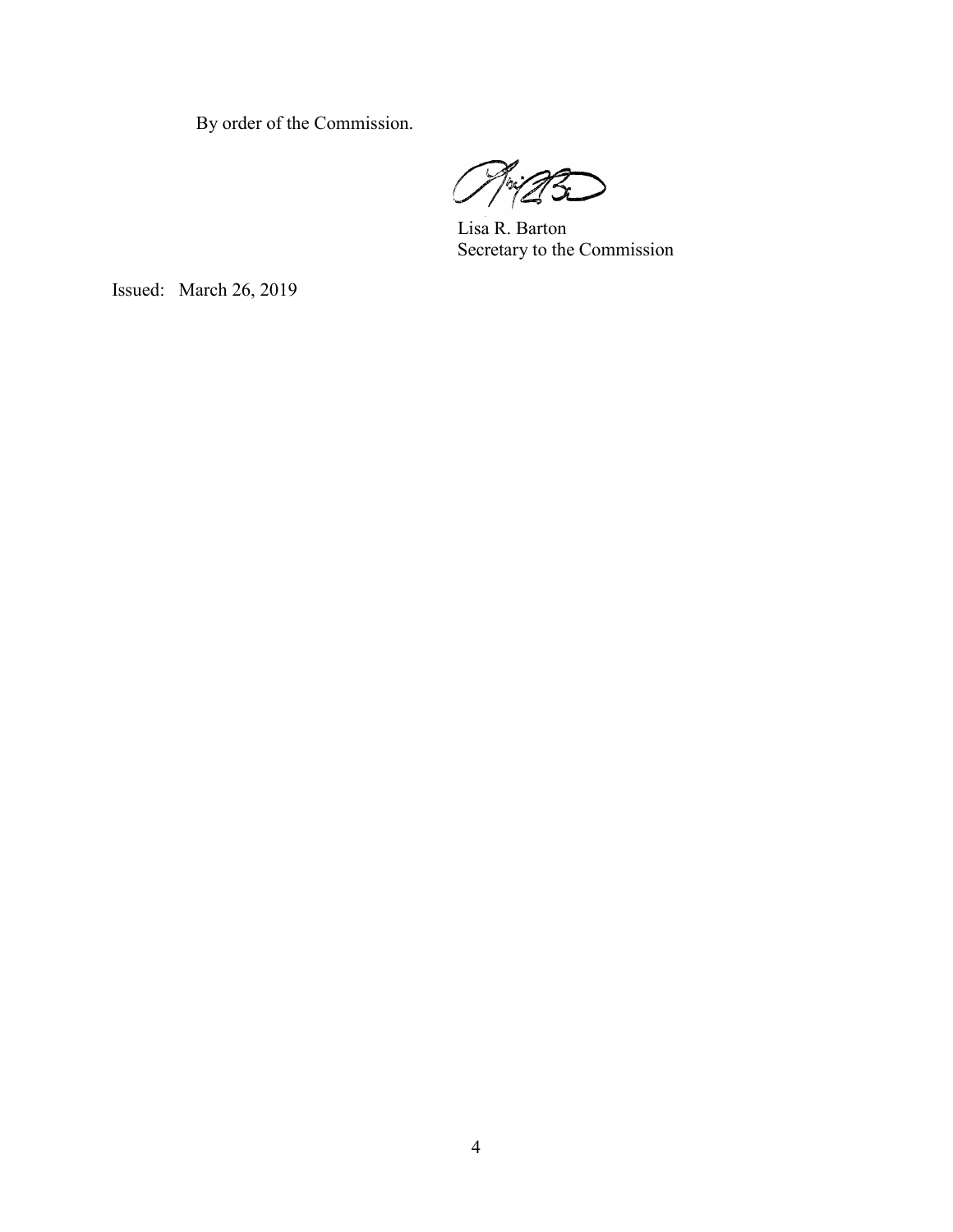By order of the Commission.

Lisa R. Barton
Secretary to the Commission

Issued: March 26, 2019